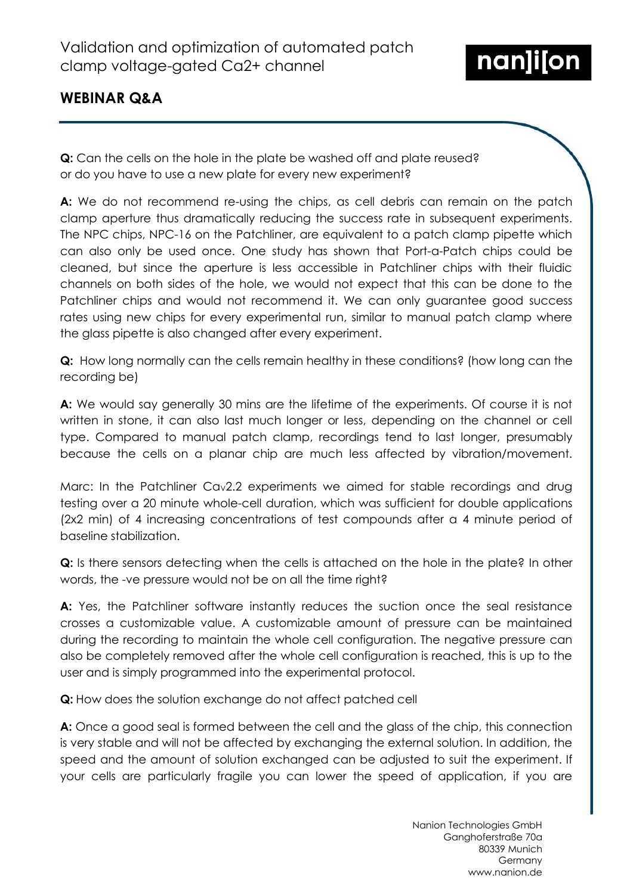# Validation and optimization of automated patch clamp voltage-gated Ca2+ channel

nan]i[on

## WEBINAR Q&A

**Q:** Can the cells on the hole in the plate be washed off and plate reused? or do you have to use a new plate for every new experiment?

**A:** We do not recommend re-using the chips, as cell debris can remain on the patch clamp aperture thus dramatically reducing the success rate in subsequent experiments. The NPC chips, NPC-16 on the Patchliner, are equivalent to a patch clamp pipette which can also only be used once. One study has shown that Port-a-Patch chips could be cleaned, but since the aperture is less accessible in Patchliner chips with their fluidic channels on both sides of the hole, we would not expect that this can be done to the Patchliner chips and would not recommend it. We can only guarantee good success rates using new chips for every experimental run, similar to manual patch clamp where the glass pipette is also changed after every experiment.

**Q:** How long normally can the cells remain healthy in these conditions? (how long can the recording be)

**A:** We would say generally 30 mins are the lifetime of the experiments. Of course it is not written in stone, it can also last much longer or less, depending on the channel or cell type. Compared to manual patch clamp, recordings tend to last longer, presumably because the cells on a planar chip are much less affected by vibration/movement.

Marc: In the Patchliner $Ca_V2.2$ experiments we aimed for stable recordings and drug testing over a 20 minute whole-cell duration, which was sufficient for double applications (2x2 min) of 4 increasing concentrations of test compounds after a 4 minute period of baseline stabilization.

**Q:** Is there sensors detecting when the cells is attached on the hole in the plate? In other words, the -ve pressure would not be on all the time right?

**A:** Yes, the Patchliner software instantly reduces the suction once the seal resistance crosses a customizable value. A customizable amount of pressure can be maintained during the recording to maintain the whole cell configuration. The negative pressure can also be completely removed after the whole cell configuration is reached, this is up to the user and is simply programmed into the experimental protocol.

**Q:** How does the solution exchange do not affect patched cell

**A:** Once a good seal is formed between the cell and the glass of the chip, this connection is very stable and will not be affected by exchanging the external solution. In addition, the speed and the amount of solution exchanged can be adjusted to suit the experiment. If your cells are particularly fragile you can lower the speed of application, if you are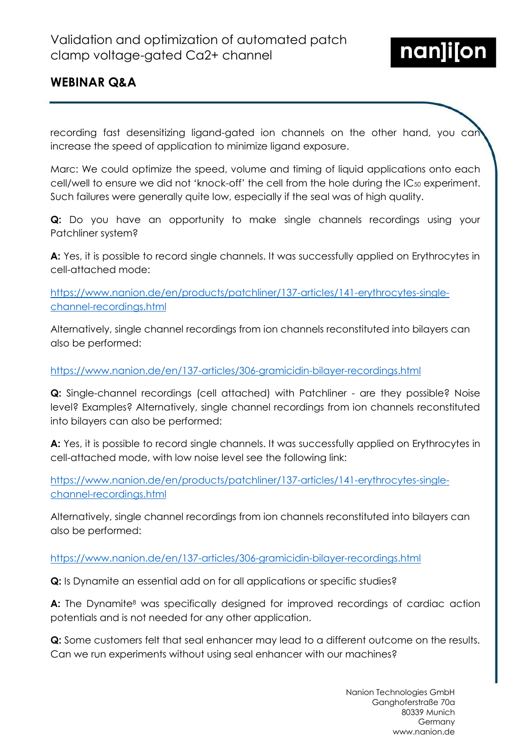recording fast desensitizing ligand-gated ion channels on the other hand, you can increase the speed of application to minimize ligand exposure.

Marc: We could optimize the speed, volume and timing of liquid applications onto each cell/well to ensure we did not 'knock-off' the cell from the hole during the $IC_{50}$ experiment. Such failures were generally quite low, especially if the seal was of high quality.

**Q:** Do you have an opportunity to make single channels recordings using your Patchliner system?

**A:** Yes, it is possible to record single channels. It was successfully applied on Erythrocytes in cell-attached mode:

https://www.nanion.de/en/products/patchliner/137-articles/141-erythrocytes-single-channel-recordings.html

Alternatively, single channel recordings from ion channels reconstituted into bilayers can also be performed:

https://www.nanion.de/en/137-articles/306-gramicidin-bilayer-recordings.html

**Q:** Single-channel recordings (cell attached) with Patchliner - are they possible? Noise level? Examples? Alternatively, single channel recordings from ion channels reconstituted into bilayers can also be performed:

**A:** Yes, it is possible to record single channels. It was successfully applied on Erythrocytes in cell-attached mode, with low noise level see the following link:

https://www.nanion.de/en/products/patchliner/137-articles/141-erythrocytes-single-channel-recordings.html

Alternatively, single channel recordings from ion channels reconstituted into bilayers can also be performed:

https://www.nanion.de/en/137-articles/306-gramicidin-bilayer-recordings.html

**Q:** Is Dynamite an essential add on for all applications or specific studies?

**A:** The Dynamite[8] was specifically designed for improved recordings of cardiac action potentials and is not needed for any other application.

**Q:** Some customers felt that seal enhancer may lead to a different outcome on the results. Can we run experiments without using seal enhancer with our machines?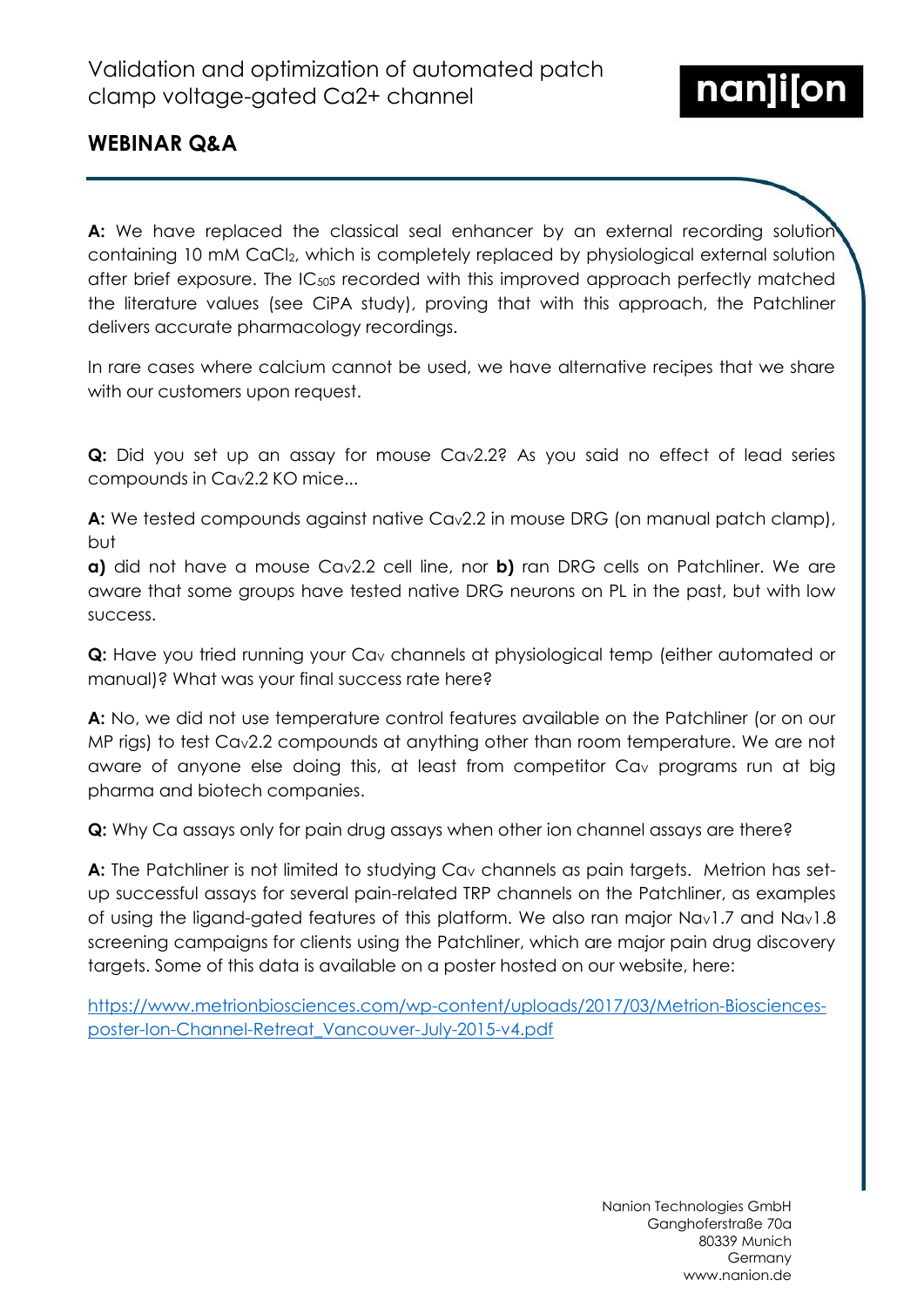**A:** We have replaced the classical seal enhancer by an external recording solution containing 10 mM $CaCl_2$, which is completely replaced by physiological external solution after brief exposure. The $IC_{50}$s recorded with this improved approach perfectly matched the literature values (see CiPA study), proving that with this approach, the Patchliner delivers accurate pharmacology recordings.

In rare cases where calcium cannot be used, we have alternative recipes that we share with our customers upon request.

**Q:** Did you set up an assay for mouse $Ca_V2.2$? As you said no effect of lead series compounds in $Ca_V2.2$ KO mice...

**A:** We tested compounds against native $Ca_V2.2$ in mouse DRG (on manual patch clamp), but

**a)** did not have a mouse $Ca_V2.2$ cell line, nor **b)** ran DRG cells on Patchliner. We are aware that some groups have tested native DRG neurons on PL in the past, but with low success.

**Q:** Have you tried running your $Ca_V$ channels at physiological temp (either automated or manual)? What was your final success rate here?

**A:** No, we did not use temperature control features available on the Patchliner (or on our MP rigs) to test $Ca_V2.2$ compounds at anything other than room temperature. We are not aware of anyone else doing this, at least from competitor $Ca_V$ programs run at big pharma and biotech companies.

**Q:** Why Ca assays only for pain drug assays when other ion channel assays are there?

**A:** The Patchliner is not limited to studying $Ca_V$ channels as pain targets. Metrion has set-up successful assays for several pain-related TRP channels on the Patchliner, as examples of using the ligand-gated features of this platform. We also ran major $Na_V1.7$ and $Na_V1.8$ screening campaigns for clients using the Patchliner, which are major pain drug discovery targets. Some of this data is available on a poster hosted on our website, here:

https://www.metrionbiosciences.com/wp-content/uploads/2017/03/Metrion-Biosciences-poster-Ion-Channel-Retreat_Vancouver-July-2015-v4.pdf

Nanion Technologies GmbH
Ganghoferstraße 70a
80339 Munich
Germany
www.nanion.de